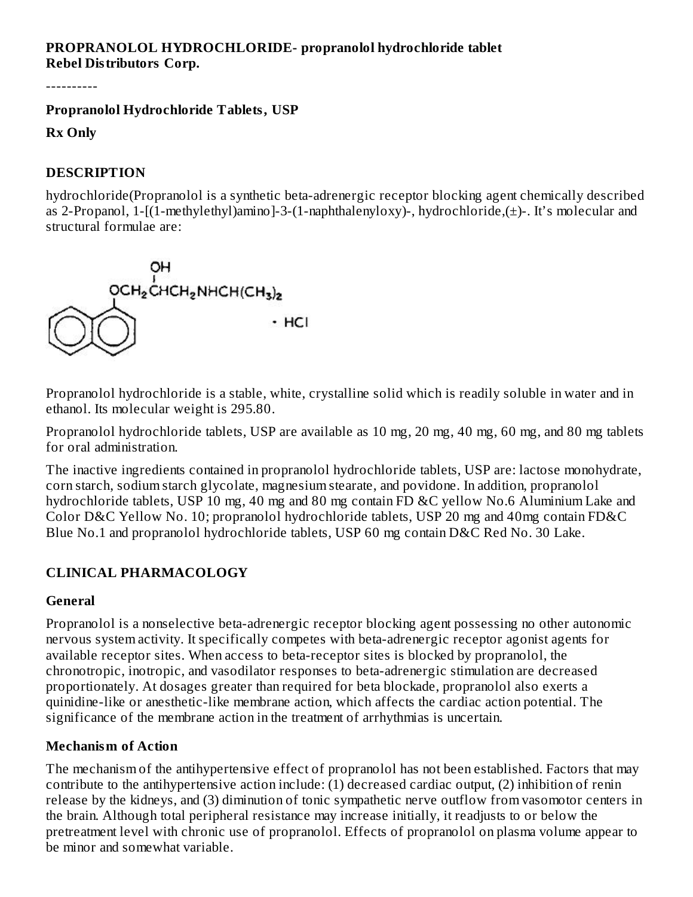**PROPRANOLOL HYDROCHLORIDE- propranolol hydrochloride tablet**
**Rebel Distributors Corp.**

----------

**Propranolol Hydrochloride Tablets, USP**

**Rx Only**

## DESCRIPTION

hydrochloride(Propranolol is a synthetic beta-adrenergic receptor blocking agent chemically described as 2-Propanol, 1-[(1-methylethyl)amino]-3-(1-naphthalenyloxy)-, hydrochloride,(±)-. It's molecular and structural formulae are:

OH
$OCH_2CHCH_2NHCH(CH_3)_2$
· HCl

Propranolol hydrochloride is a stable, white, crystalline solid which is readily soluble in water and in ethanol. Its molecular weight is 295.80.

Propranolol hydrochloride tablets, USP are available as 10 mg, 20 mg, 40 mg, 60 mg, and 80 mg tablets for oral administration.

The inactive ingredients contained in propranolol hydrochloride tablets, USP are: lactose monohydrate, corn starch, sodium starch glycolate, magnesium stearate, and povidone. In addition, propranolol hydrochloride tablets, USP 10 mg, 40 mg and 80 mg contain FD &C yellow No.6 Aluminium Lake and Color D&C Yellow No. 10; propranolol hydrochloride tablets, USP 20 mg and 40mg contain FD&C Blue No.1 and propranolol hydrochloride tablets, USP 60 mg contain D&C Red No. 30 Lake.

## CLINICAL PHARMACOLOGY

### General

Propranolol is a nonselective beta-adrenergic receptor blocking agent possessing no other autonomic nervous system activity. It specifically competes with beta-adrenergic receptor agonist agents for available receptor sites. When access to beta-receptor sites is blocked by propranolol, the chronotropic, inotropic, and vasodilator responses to beta-adrenergic stimulation are decreased proportionately. At dosages greater than required for beta blockade, propranolol also exerts a quinidine-like or anesthetic-like membrane action, which affects the cardiac action potential. The significance of the membrane action in the treatment of arrhythmias is uncertain.

### Mechanism of Action

The mechanism of the antihypertensive effect of propranolol has not been established. Factors that may contribute to the antihypertensive action include: (1) decreased cardiac output, (2) inhibition of renin release by the kidneys, and (3) diminution of tonic sympathetic nerve outflow from vasomotor centers in the brain. Although total peripheral resistance may increase initially, it readjusts to or below the pretreatment level with chronic use of propranolol. Effects of propranolol on plasma volume appear to be minor and somewhat variable.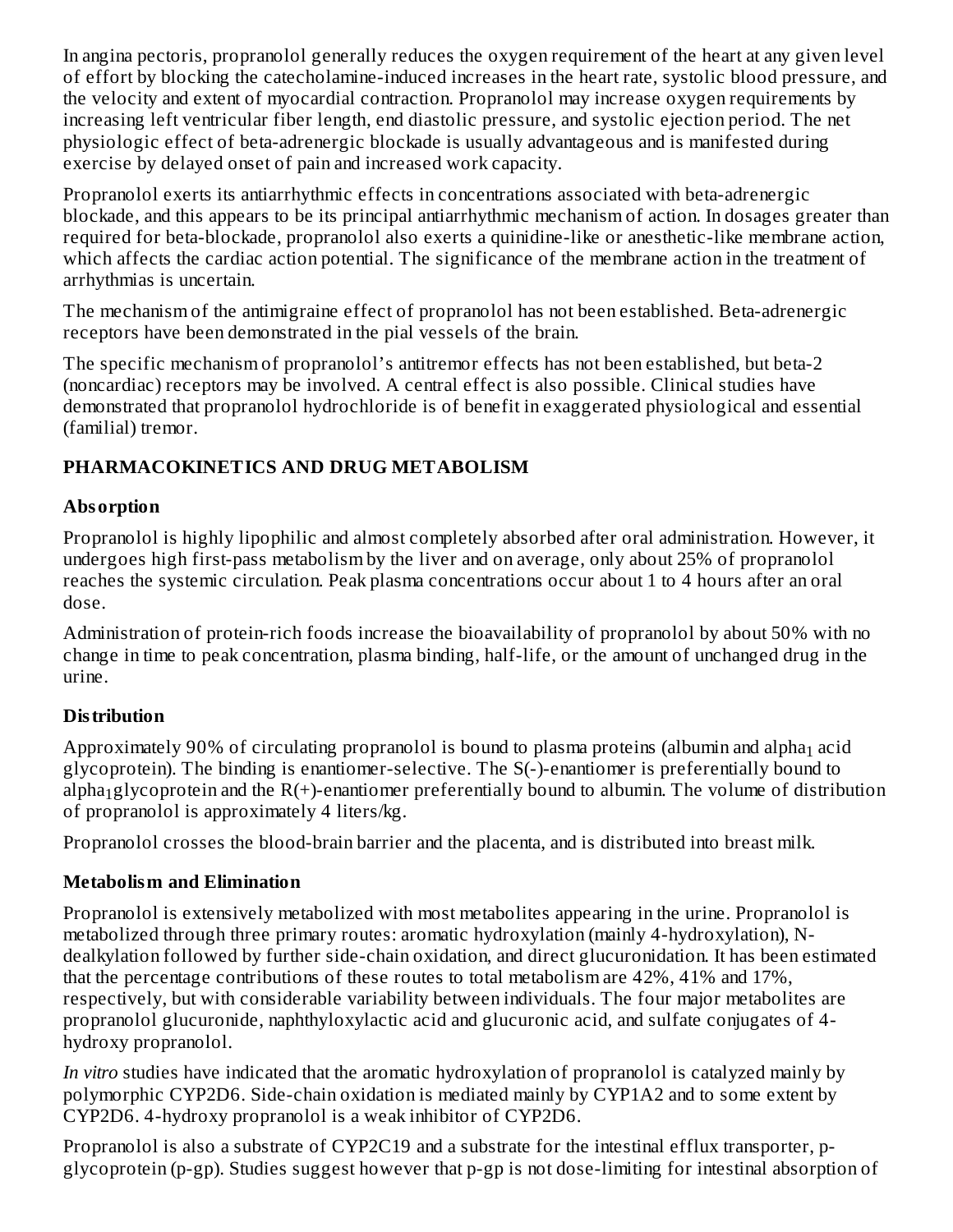In angina pectoris, propranolol generally reduces the oxygen requirement of the heart at any given level of effort by blocking the catecholamine-induced increases in the heart rate, systolic blood pressure, and the velocity and extent of myocardial contraction. Propranolol may increase oxygen requirements by increasing left ventricular fiber length, end diastolic pressure, and systolic ejection period. The net physiologic effect of beta-adrenergic blockade is usually advantageous and is manifested during exercise by delayed onset of pain and increased work capacity.

Propranolol exerts its antiarrhythmic effects in concentrations associated with beta-adrenergic blockade, and this appears to be its principal antiarrhythmic mechanism of action. In dosages greater than required for beta-blockade, propranolol also exerts a quinidine-like or anesthetic-like membrane action, which affects the cardiac action potential. The significance of the membrane action in the treatment of arrhythmias is uncertain.

The mechanism of the antimigraine effect of propranolol has not been established. Beta-adrenergic receptors have been demonstrated in the pial vessels of the brain.

The specific mechanism of propranolol's antitremor effects has not been established, but beta-2 (noncardiac) receptors may be involved. A central effect is also possible. Clinical studies have demonstrated that propranolol hydrochloride is of benefit in exaggerated physiological and essential (familial) tremor.

## PHARMACOKINETICS AND DRUG METABOLISM

### Absorption

Propranolol is highly lipophilic and almost completely absorbed after oral administration. However, it undergoes high first-pass metabolism by the liver and on average, only about 25% of propranolol reaches the systemic circulation. Peak plasma concentrations occur about 1 to 4 hours after an oral dose.

Administration of protein-rich foods increase the bioavailability of propranolol by about 50% with no change in time to peak concentration, plasma binding, half-life, or the amount of unchanged drug in the urine.

### Distribution

Approximately 90% of circulating propranolol is bound to plasma proteins (albumin and $alpha_1$ acid glycoprotein). The binding is enantiomer-selective. The S(-)-enantiomer is preferentially bound to $alpha_1$glycoprotein and the R(+)-enantiomer preferentially bound to albumin. The volume of distribution of propranolol is approximately 4 liters/kg.

Propranolol crosses the blood-brain barrier and the placenta, and is distributed into breast milk.

### Metabolism and Elimination

Propranolol is extensively metabolized with most metabolites appearing in the urine. Propranolol is metabolized through three primary routes: aromatic hydroxylation (mainly 4-hydroxylation), N-dealkylation followed by further side-chain oxidation, and direct glucuronidation. It has been estimated that the percentage contributions of these routes to total metabolism are 42%, 41% and 17%, respectively, but with considerable variability between individuals. The four major metabolites are propranolol glucuronide, naphthyloxylactic acid and glucuronic acid, and sulfate conjugates of 4-hydroxy propranolol.

*In vitro* studies have indicated that the aromatic hydroxylation of propranolol is catalyzed mainly by polymorphic CYP2D6. Side-chain oxidation is mediated mainly by CYP1A2 and to some extent by CYP2D6. 4-hydroxy propranolol is a weak inhibitor of CYP2D6.

Propranolol is also a substrate of CYP2C19 and a substrate for the intestinal efflux transporter, p-glycoprotein (p-gp). Studies suggest however that p-gp is not dose-limiting for intestinal absorption of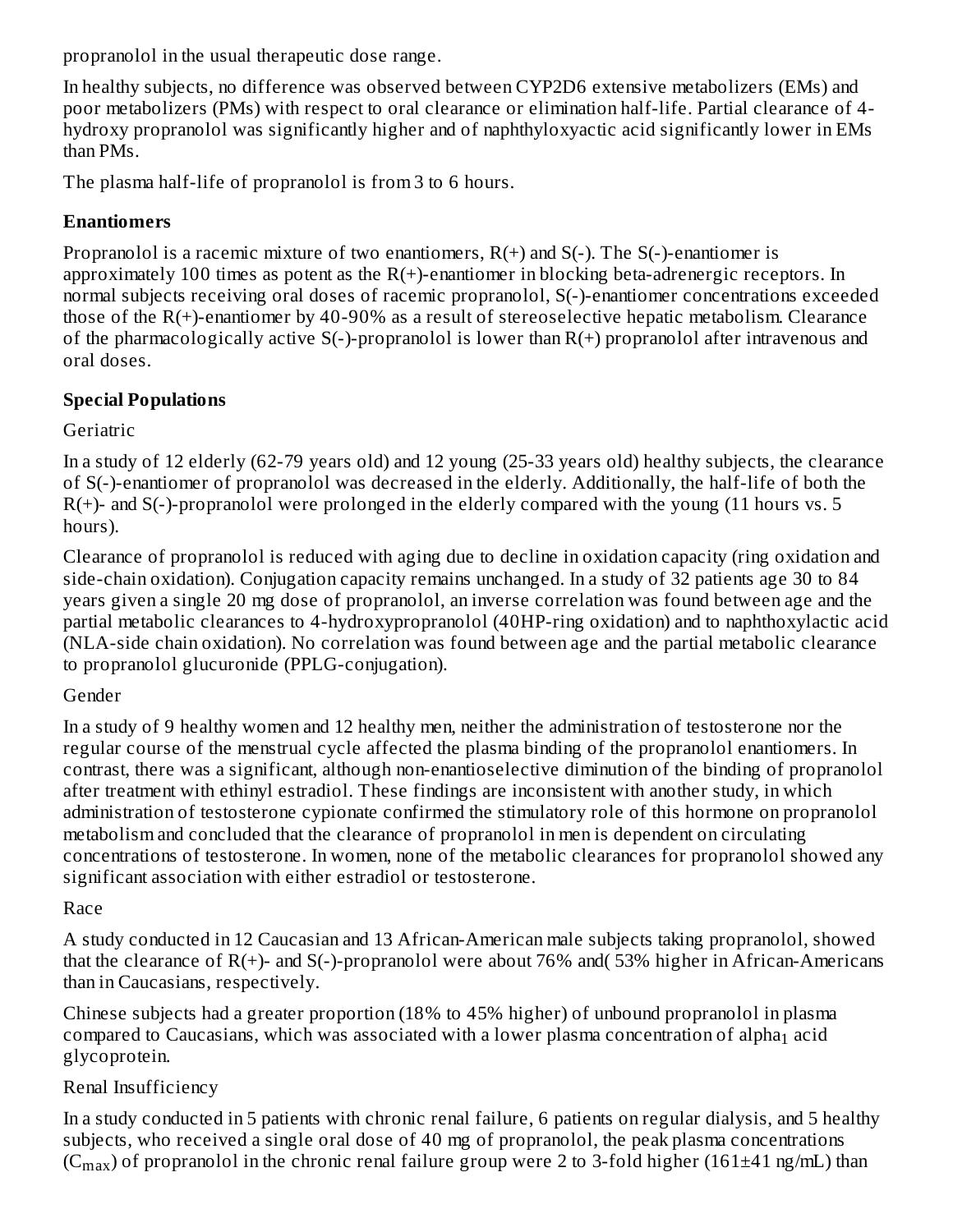propranolol in the usual therapeutic dose range.

In healthy subjects, no difference was observed between CYP2D6 extensive metabolizers (EMs) and poor metabolizers (PMs) with respect to oral clearance or elimination half-life. Partial clearance of 4-hydroxy propranolol was significantly higher and of naphthyloxyactic acid significantly lower in EMs than PMs.

The plasma half-life of propranolol is from 3 to 6 hours.

**Enantiomers**

Propranolol is a racemic mixture of two enantiomers, R(+) and S(-). The S(-)-enantiomer is approximately 100 times as potent as the R(+)-enantiomer in blocking beta-adrenergic receptors. In normal subjects receiving oral doses of racemic propranolol, S(-)-enantiomer concentrations exceeded those of the R(+)-enantiomer by 40-90% as a result of stereoselective hepatic metabolism. Clearance of the pharmacologically active S(-)-propranolol is lower than R(+) propranolol after intravenous and oral doses.

**Special Populations**

Geriatric

In a study of 12 elderly (62-79 years old) and 12 young (25-33 years old) healthy subjects, the clearance of S(-)-enantiomer of propranolol was decreased in the elderly. Additionally, the half-life of both the R(+)- and S(-)-propranolol were prolonged in the elderly compared with the young (11 hours vs. 5 hours).

Clearance of propranolol is reduced with aging due to decline in oxidation capacity (ring oxidation and side-chain oxidation). Conjugation capacity remains unchanged. In a study of 32 patients age 30 to 84 years given a single 20 mg dose of propranolol, an inverse correlation was found between age and the partial metabolic clearances to 4-hydroxypropranolol (4OHP-ring oxidation) and to naphthoxylactic acid (NLA-side chain oxidation). No correlation was found between age and the partial metabolic clearance to propranolol glucuronide (PPLG-conjugation).

Gender

In a study of 9 healthy women and 12 healthy men, neither the administration of testosterone nor the regular course of the menstrual cycle affected the plasma binding of the propranolol enantiomers. In contrast, there was a significant, although non-enantioselective diminution of the binding of propranolol after treatment with ethinyl estradiol. These findings are inconsistent with another study, in which administration of testosterone cypionate confirmed the stimulatory role of this hormone on propranolol metabolism and concluded that the clearance of propranolol in men is dependent on circulating concentrations of testosterone. In women, none of the metabolic clearances for propranolol showed any significant association with either estradiol or testosterone.

Race

A study conducted in 12 Caucasian and 13 African-American male subjects taking propranolol, showed that the clearance of R(+)- and S(-)-propranolol were about 76% and( 53% higher in African-Americans than in Caucasians, respectively.

Chinese subjects had a greater proportion (18% to 45% higher) of unbound propranolol in plasma compared to Caucasians, which was associated with a lower plasma concentration of $alpha_1$ acid glycoprotein.

Renal Insufficiency

In a study conducted in 5 patients with chronic renal failure, 6 patients on regular dialysis, and 5 healthy subjects, who received a single oral dose of 40 mg of propranolol, the peak plasma concentrations ($C_{max}$) of propranolol in the chronic renal failure group were 2 to 3-fold higher (161±41 ng/mL) than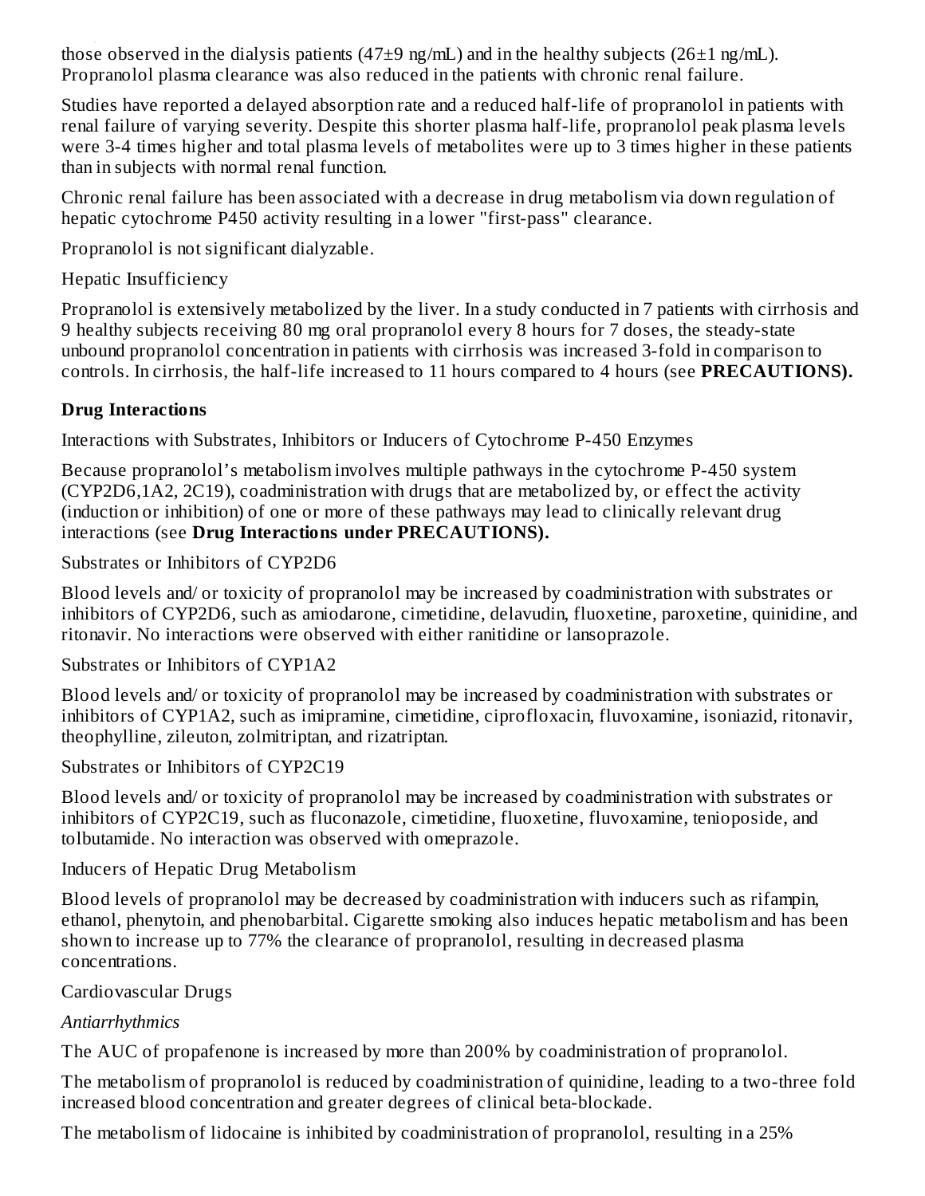those observed in the dialysis patients (47±9 ng/mL) and in the healthy subjects (26±1 ng/mL). Propranolol plasma clearance was also reduced in the patients with chronic renal failure.

Studies have reported a delayed absorption rate and a reduced half-life of propranolol in patients with renal failure of varying severity. Despite this shorter plasma half-life, propranolol peak plasma levels were 3-4 times higher and total plasma levels of metabolites were up to 3 times higher in these patients than in subjects with normal renal function.

Chronic renal failure has been associated with a decrease in drug metabolism via down regulation of hepatic cytochrome P450 activity resulting in a lower "first-pass" clearance.

Propranolol is not significant dialyzable.

Hepatic Insufficiency

Propranolol is extensively metabolized by the liver. In a study conducted in 7 patients with cirrhosis and 9 healthy subjects receiving 80 mg oral propranolol every 8 hours for 7 doses, the steady-state unbound propranolol concentration in patients with cirrhosis was increased 3-fold in comparison to controls. In cirrhosis, the half-life increased to 11 hours compared to 4 hours (see **PRECAUTIONS).**

### Drug Interactions

Interactions with Substrates, Inhibitors or Inducers of Cytochrome P-450 Enzymes

Because propranolol's metabolism involves multiple pathways in the cytochrome P-450 system (CYP2D6,1A2, 2C19), coadministration with drugs that are metabolized by, or effect the activity (induction or inhibition) of one or more of these pathways may lead to clinically relevant drug interactions (see **Drug Interactions under PRECAUTIONS).**

Substrates or Inhibitors of CYP2D6

Blood levels and/ or toxicity of propranolol may be increased by coadministration with substrates or inhibitors of CYP2D6, such as amiodarone, cimetidine, delavudin, fluoxetine, paroxetine, quinidine, and ritonavir. No interactions were observed with either ranitidine or lansoprazole.

Substrates or Inhibitors of CYP1A2

Blood levels and/ or toxicity of propranolol may be increased by coadministration with substrates or inhibitors of CYP1A2, such as imipramine, cimetidine, ciprofloxacin, fluvoxamine, isoniazid, ritonavir, theophylline, zileuton, zolmitriptan, and rizatriptan.

Substrates or Inhibitors of CYP2C19

Blood levels and/ or toxicity of propranolol may be increased by coadministration with substrates or inhibitors of CYP2C19, such as fluconazole, cimetidine, fluoxetine, fluvoxamine, tenioposide, and tolbutamide. No interaction was observed with omeprazole.

Inducers of Hepatic Drug Metabolism

Blood levels of propranolol may be decreased by coadministration with inducers such as rifampin, ethanol, phenytoin, and phenobarbital. Cigarette smoking also induces hepatic metabolism and has been shown to increase up to 77% the clearance of propranolol, resulting in decreased plasma concentrations.

Cardiovascular Drugs

*Antiarrhythmics*

The AUC of propafenone is increased by more than 200% by coadministration of propranolol.

The metabolism of propranolol is reduced by coadministration of quinidine, leading to a two-three fold increased blood concentration and greater degrees of clinical beta-blockade.

The metabolism of lidocaine is inhibited by coadministration of propranolol, resulting in a 25%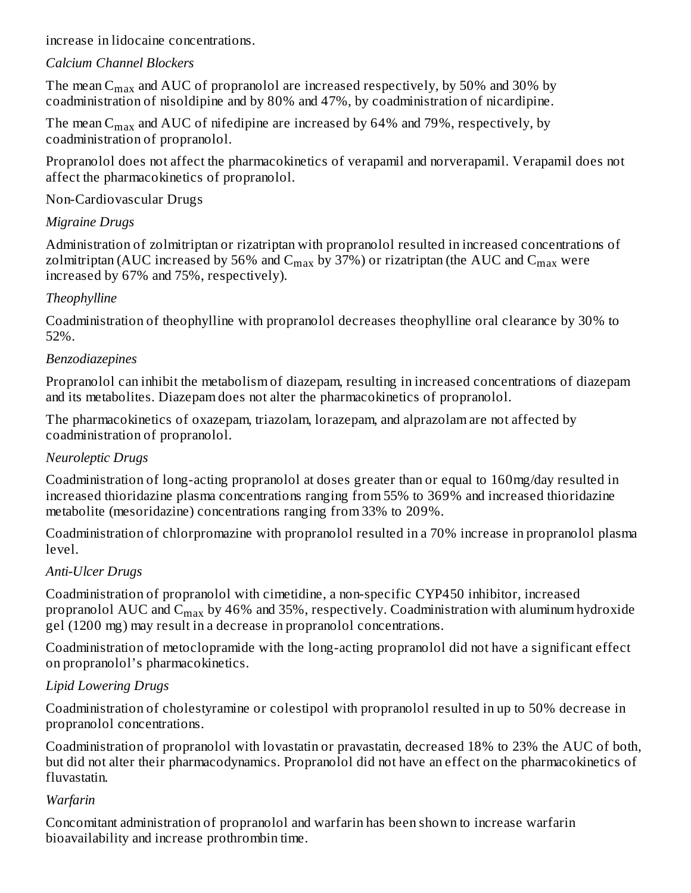increase in lidocaine concentrations.

*Calcium Channel Blockers*

The mean $C_{max}$ and AUC of propranolol are increased respectively, by 50% and 30% by coadministration of nisoldipine and by 80% and 47%, by coadministration of nicardipine.

The mean $C_{max}$ and AUC of nifedipine are increased by 64% and 79%, respectively, by coadministration of propranolol.

Propranolol does not affect the pharmacokinetics of verapamil and norverapamil. Verapamil does not affect the pharmacokinetics of propranolol.

Non-Cardiovascular Drugs

*Migraine Drugs*

Administration of zolmitriptan or rizatriptan with propranolol resulted in increased concentrations of zolmitriptan (AUC increased by 56% and $C_{max}$ by 37%) or rizatriptan (the AUC and $C_{max}$ were increased by 67% and 75%, respectively).

*Theophylline*

Coadministration of theophylline with propranolol decreases theophylline oral clearance by 30% to 52%.

*Benzodiazepines*

Propranolol can inhibit the metabolism of diazepam, resulting in increased concentrations of diazepam and its metabolites. Diazepam does not alter the pharmacokinetics of propranolol.

The pharmacokinetics of oxazepam, triazolam, lorazepam, and alprazolam are not affected by coadministration of propranolol.

*Neuroleptic Drugs*

Coadministration of long-acting propranolol at doses greater than or equal to 160mg/day resulted in increased thioridazine plasma concentrations ranging from 55% to 369% and increased thioridazine metabolite (mesoridazine) concentrations ranging from 33% to 209%.

Coadministration of chlorpromazine with propranolol resulted in a 70% increase in propranolol plasma level.

*Anti-Ulcer Drugs*

Coadministration of propranolol with cimetidine, a non-specific CYP450 inhibitor, increased propranolol AUC and $C_{max}$ by 46% and 35%, respectively. Coadministration with aluminum hydroxide gel (1200 mg) may result in a decrease in propranolol concentrations.

Coadministration of metoclopramide with the long-acting propranolol did not have a significant effect on propranolol's pharmacokinetics.

*Lipid Lowering Drugs*

Coadministration of cholestyramine or colestipol with propranolol resulted in up to 50% decrease in propranolol concentrations.

Coadministration of propranolol with lovastatin or pravastatin, decreased 18% to 23% the AUC of both, but did not alter their pharmacodynamics. Propranolol did not have an effect on the pharmacokinetics of fluvastatin.

*Warfarin*

Concomitant administration of propranolol and warfarin has been shown to increase warfarin bioavailability and increase prothrombin time.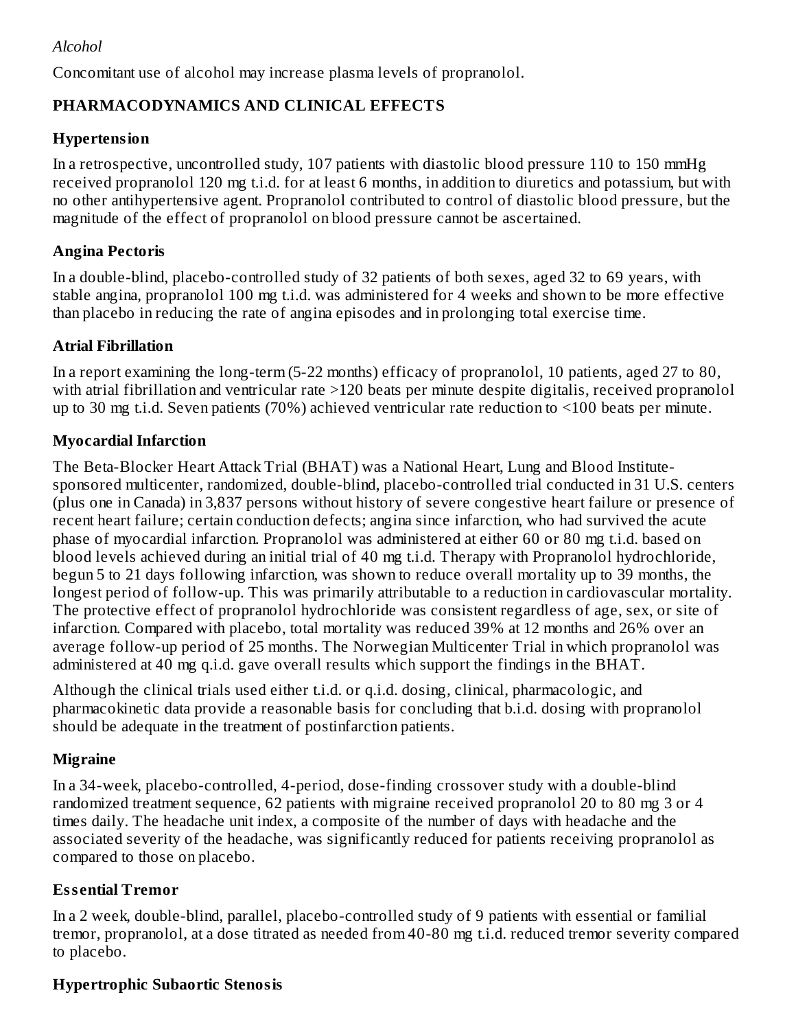*Alcohol*

Concomitant use of alcohol may increase plasma levels of propranolol.

## PHARMACODYNAMICS AND CLINICAL EFFECTS

### Hypertension

In a retrospective, uncontrolled study, 107 patients with diastolic blood pressure 110 to 150 mmHg received propranolol 120 mg t.i.d. for at least 6 months, in addition to diuretics and potassium, but with no other antihypertensive agent. Propranolol contributed to control of diastolic blood pressure, but the magnitude of the effect of propranolol on blood pressure cannot be ascertained.

### Angina Pectoris

In a double-blind, placebo-controlled study of 32 patients of both sexes, aged 32 to 69 years, with stable angina, propranolol 100 mg t.i.d. was administered for 4 weeks and shown to be more effective than placebo in reducing the rate of angina episodes and in prolonging total exercise time.

### Atrial Fibrillation

In a report examining the long-term (5-22 months) efficacy of propranolol, 10 patients, aged 27 to 80, with atrial fibrillation and ventricular rate >120 beats per minute despite digitalis, received propranolol up to 30 mg t.i.d. Seven patients (70%) achieved ventricular rate reduction to <100 beats per minute.

### Myocardial Infarction

The Beta-Blocker Heart Attack Trial (BHAT) was a National Heart, Lung and Blood Institute-sponsored multicenter, randomized, double-blind, placebo-controlled trial conducted in 31 U.S. centers (plus one in Canada) in 3,837 persons without history of severe congestive heart failure or presence of recent heart failure; certain conduction defects; angina since infarction, who had survived the acute phase of myocardial infarction. Propranolol was administered at either 60 or 80 mg t.i.d. based on blood levels achieved during an initial trial of 40 mg t.i.d. Therapy with Propranolol hydrochloride, begun 5 to 21 days following infarction, was shown to reduce overall mortality up to 39 months, the longest period of follow-up. This was primarily attributable to a reduction in cardiovascular mortality. The protective effect of propranolol hydrochloride was consistent regardless of age, sex, or site of infarction. Compared with placebo, total mortality was reduced 39% at 12 months and 26% over an average follow-up period of 25 months. The Norwegian Multicenter Trial in which propranolol was administered at 40 mg q.i.d. gave overall results which support the findings in the BHAT.

Although the clinical trials used either t.i.d. or q.i.d. dosing, clinical, pharmacologic, and pharmacokinetic data provide a reasonable basis for concluding that b.i.d. dosing with propranolol should be adequate in the treatment of postinfarction patients.

### Migraine

In a 34-week, placebo-controlled, 4-period, dose-finding crossover study with a double-blind randomized treatment sequence, 62 patients with migraine received propranolol 20 to 80 mg 3 or 4 times daily. The headache unit index, a composite of the number of days with headache and the associated severity of the headache, was significantly reduced for patients receiving propranolol as compared to those on placebo.

### Essential Tremor

In a 2 week, double-blind, parallel, placebo-controlled study of 9 patients with essential or familial tremor, propranolol, at a dose titrated as needed from 40-80 mg t.i.d. reduced tremor severity compared to placebo.

### Hypertrophic Subaortic Stenosis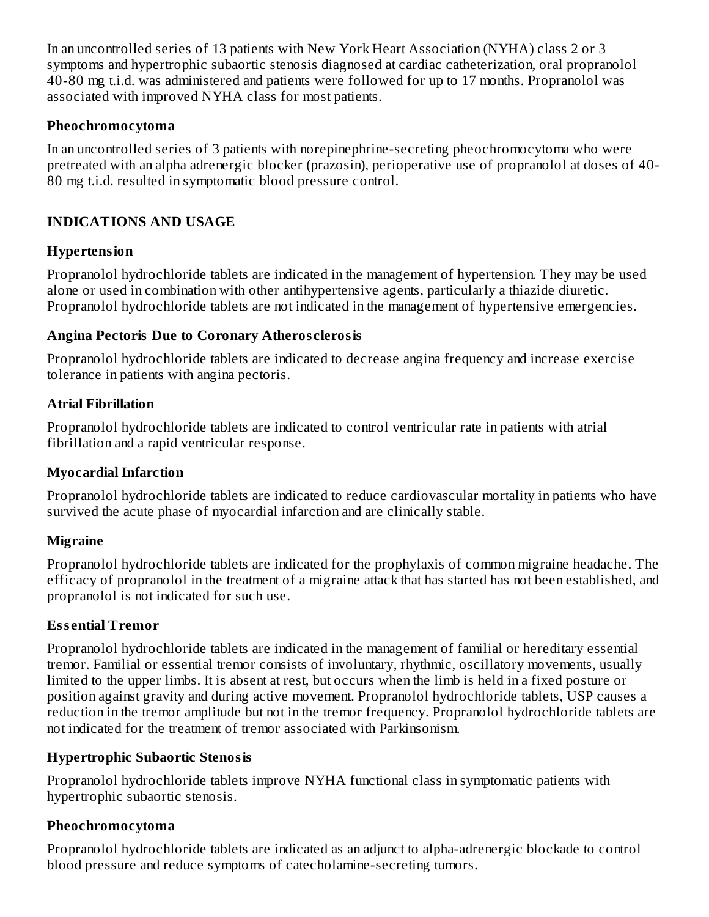In an uncontrolled series of 13 patients with New York Heart Association (NYHA) class 2 or 3 symptoms and hypertrophic subaortic stenosis diagnosed at cardiac catheterization, oral propranolol 40-80 mg t.i.d. was administered and patients were followed for up to 17 months. Propranolol was associated with improved NYHA class for most patients.

### Pheochromocytoma

In an uncontrolled series of 3 patients with norepinephrine-secreting pheochromocytoma who were pretreated with an alpha adrenergic blocker (prazosin), perioperative use of propranolol at doses of 40-80 mg t.i.d. resulted in symptomatic blood pressure control.

## INDICATIONS AND USAGE

### Hypertension

Propranolol hydrochloride tablets are indicated in the management of hypertension. They may be used alone or used in combination with other antihypertensive agents, particularly a thiazide diuretic. Propranolol hydrochloride tablets are not indicated in the management of hypertensive emergencies.

### Angina Pectoris Due to Coronary Atherosclerosis

Propranolol hydrochloride tablets are indicated to decrease angina frequency and increase exercise tolerance in patients with angina pectoris.

### Atrial Fibrillation

Propranolol hydrochloride tablets are indicated to control ventricular rate in patients with atrial fibrillation and a rapid ventricular response.

### Myocardial Infarction

Propranolol hydrochloride tablets are indicated to reduce cardiovascular mortality in patients who have survived the acute phase of myocardial infarction and are clinically stable.

### Migraine

Propranolol hydrochloride tablets are indicated for the prophylaxis of common migraine headache. The efficacy of propranolol in the treatment of a migraine attack that has started has not been established, and propranolol is not indicated for such use.

### Essential Tremor

Propranolol hydrochloride tablets are indicated in the management of familial or hereditary essential tremor. Familial or essential tremor consists of involuntary, rhythmic, oscillatory movements, usually limited to the upper limbs. It is absent at rest, but occurs when the limb is held in a fixed posture or position against gravity and during active movement. Propranolol hydrochloride tablets, USP causes a reduction in the tremor amplitude but not in the tremor frequency. Propranolol hydrochloride tablets are not indicated for the treatment of tremor associated with Parkinsonism.

### Hypertrophic Subaortic Stenosis

Propranolol hydrochloride tablets improve NYHA functional class in symptomatic patients with hypertrophic subaortic stenosis.

### Pheochromocytoma

Propranolol hydrochloride tablets are indicated as an adjunct to alpha-adrenergic blockade to control blood pressure and reduce symptoms of catecholamine-secreting tumors.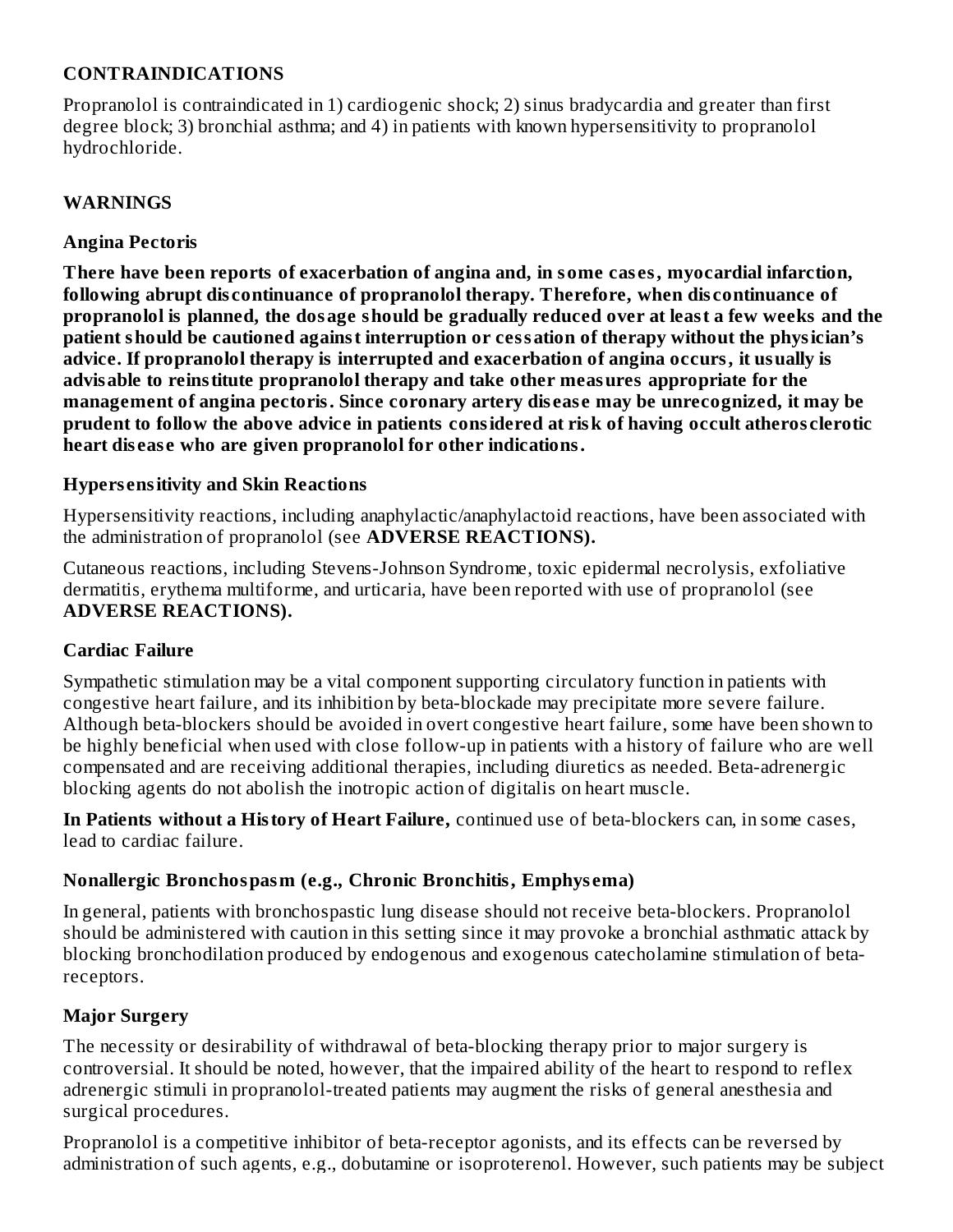## CONTRAINDICATIONS

Propranolol is contraindicated in 1) cardiogenic shock; 2) sinus bradycardia and greater than first degree block; 3) bronchial asthma; and 4) in patients with known hypersensitivity to propranolol hydrochloride.

## WARNINGS

### Angina Pectoris

**There have been reports of exacerbation of angina and, in some cases, myocardial infarction, following abrupt discontinuance of propranolol therapy. Therefore, when discontinuance of propranolol is planned, the dosage should be gradually reduced over at least a few weeks and the patient should be cautioned against interruption or cessation of therapy without the physician's advice. If propranolol therapy is interrupted and exacerbation of angina occurs, it usually is advisable to reinstitute propranolol therapy and take other measures appropriate for the management of angina pectoris. Since coronary artery disease may be unrecognized, it may be prudent to follow the above advice in patients considered at risk of having occult atherosclerotic heart disease who are given propranolol for other indications.**

### Hypersensitivity and Skin Reactions

Hypersensitivity reactions, including anaphylactic/anaphylactoid reactions, have been associated with the administration of propranolol (see **ADVERSE REACTIONS).**

Cutaneous reactions, including Stevens-Johnson Syndrome, toxic epidermal necrolysis, exfoliative dermatitis, erythema multiforme, and urticaria, have been reported with use of propranolol (see **ADVERSE REACTIONS).**

### Cardiac Failure

Sympathetic stimulation may be a vital component supporting circulatory function in patients with congestive heart failure, and its inhibition by beta-blockade may precipitate more severe failure. Although beta-blockers should be avoided in overt congestive heart failure, some have been shown to be highly beneficial when used with close follow-up in patients with a history of failure who are well compensated and are receiving additional therapies, including diuretics as needed. Beta-adrenergic blocking agents do not abolish the inotropic action of digitalis on heart muscle.

**In Patients without a History of Heart Failure,** continued use of beta-blockers can, in some cases, lead to cardiac failure.

### Nonallergic Bronchospasm (e.g., Chronic Bronchitis, Emphysema)

In general, patients with bronchospastic lung disease should not receive beta-blockers. Propranolol should be administered with caution in this setting since it may provoke a bronchial asthmatic attack by blocking bronchodilation produced by endogenous and exogenous catecholamine stimulation of beta-receptors.

### Major Surgery

The necessity or desirability of withdrawal of beta-blocking therapy prior to major surgery is controversial. It should be noted, however, that the impaired ability of the heart to respond to reflex adrenergic stimuli in propranolol-treated patients may augment the risks of general anesthesia and surgical procedures.

Propranolol is a competitive inhibitor of beta-receptor agonists, and its effects can be reversed by administration of such agents, e.g., dobutamine or isoproterenol. However, such patients may be subject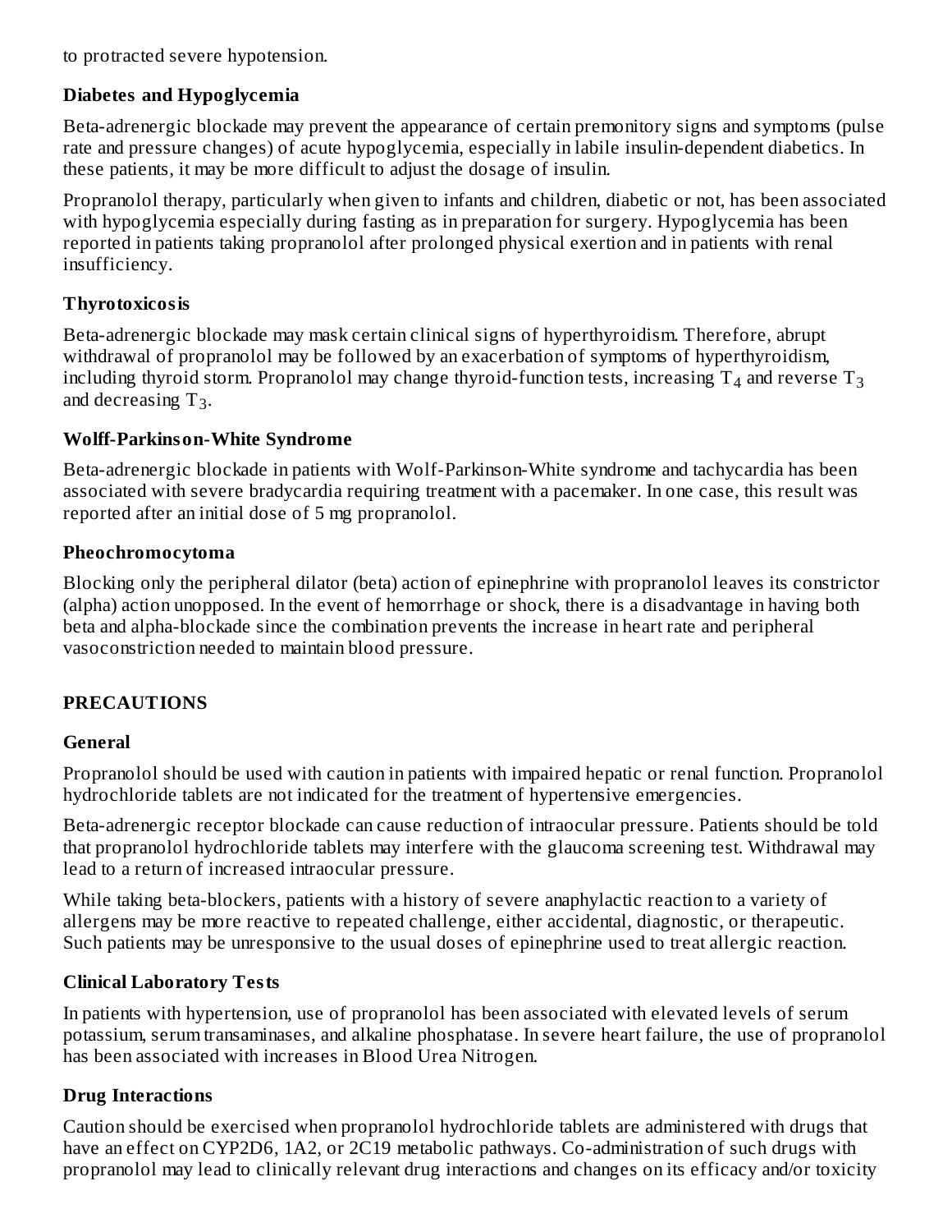to protracted severe hypotension.

### Diabetes and Hypoglycemia

Beta-adrenergic blockade may prevent the appearance of certain premonitory signs and symptoms (pulse rate and pressure changes) of acute hypoglycemia, especially in labile insulin-dependent diabetics. In these patients, it may be more difficult to adjust the dosage of insulin.

Propranolol therapy, particularly when given to infants and children, diabetic or not, has been associated with hypoglycemia especially during fasting as in preparation for surgery. Hypoglycemia has been reported in patients taking propranolol after prolonged physical exertion and in patients with renal insufficiency.

### Thyrotoxicosis

Beta-adrenergic blockade may mask certain clinical signs of hyperthyroidism. Therefore, abrupt withdrawal of propranolol may be followed by an exacerbation of symptoms of hyperthyroidism, including thyroid storm. Propranolol may change thyroid-function tests, increasing $T_4$ and reverse $T_3$ and decreasing $T_3$.

### Wolff-Parkinson-White Syndrome

Beta-adrenergic blockade in patients with Wolf-Parkinson-White syndrome and tachycardia has been associated with severe bradycardia requiring treatment with a pacemaker. In one case, this result was reported after an initial dose of 5 mg propranolol.

### Pheochromocytoma

Blocking only the peripheral dilator (beta) action of epinephrine with propranolol leaves its constrictor (alpha) action unopposed. In the event of hemorrhage or shock, there is a disadvantage in having both beta and alpha-blockade since the combination prevents the increase in heart rate and peripheral vasoconstriction needed to maintain blood pressure.

## PRECAUTIONS

### General

Propranolol should be used with caution in patients with impaired hepatic or renal function. Propranolol hydrochloride tablets are not indicated for the treatment of hypertensive emergencies.

Beta-adrenergic receptor blockade can cause reduction of intraocular pressure. Patients should be told that propranolol hydrochloride tablets may interfere with the glaucoma screening test. Withdrawal may lead to a return of increased intraocular pressure.

While taking beta-blockers, patients with a history of severe anaphylactic reaction to a variety of allergens may be more reactive to repeated challenge, either accidental, diagnostic, or therapeutic. Such patients may be unresponsive to the usual doses of epinephrine used to treat allergic reaction.

### Clinical Laboratory Tests

In patients with hypertension, use of propranolol has been associated with elevated levels of serum potassium, serum transaminases, and alkaline phosphatase. In severe heart failure, the use of propranolol has been associated with increases in Blood Urea Nitrogen.

### Drug Interactions

Caution should be exercised when propranolol hydrochloride tablets are administered with drugs that have an effect on CYP2D6, 1A2, or 2C19 metabolic pathways. Co-administration of such drugs with propranolol may lead to clinically relevant drug interactions and changes on its efficacy and/or toxicity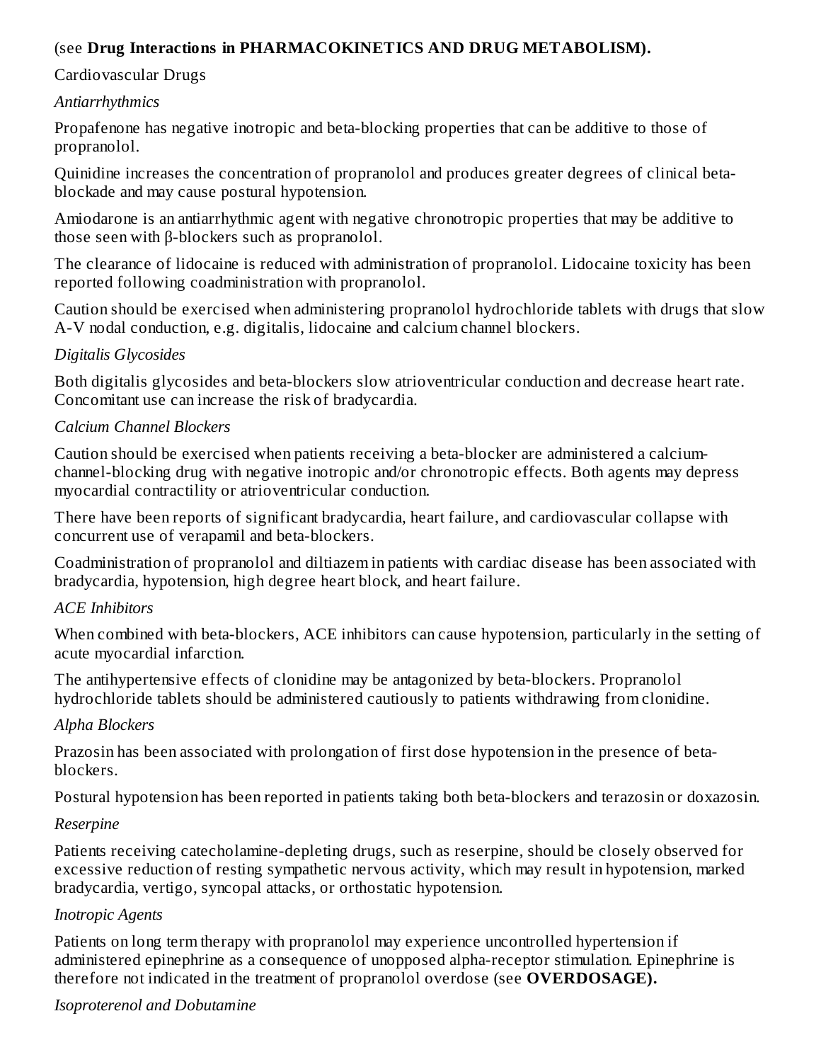(see **Drug Interactions in PHARMACOKINETICS AND DRUG METABOLISM).**

Cardiovascular Drugs

*Antiarrhythmics*

Propafenone has negative inotropic and beta-blocking properties that can be additive to those of propranolol.

Quinidine increases the concentration of propranolol and produces greater degrees of clinical beta-blockade and may cause postural hypotension.

Amiodarone is an antiarrhythmic agent with negative chronotropic properties that may be additive to those seen with β-blockers such as propranolol.

The clearance of lidocaine is reduced with administration of propranolol. Lidocaine toxicity has been reported following coadministration with propranolol.

Caution should be exercised when administering propranolol hydrochloride tablets with drugs that slow A-V nodal conduction, e.g. digitalis, lidocaine and calcium channel blockers.

*Digitalis Glycosides*

Both digitalis glycosides and beta-blockers slow atrioventricular conduction and decrease heart rate. Concomitant use can increase the risk of bradycardia.

*Calcium Channel Blockers*

Caution should be exercised when patients receiving a beta-blocker are administered a calcium-channel-blocking drug with negative inotropic and/or chronotropic effects. Both agents may depress myocardial contractility or atrioventricular conduction.

There have been reports of significant bradycardia, heart failure, and cardiovascular collapse with concurrent use of verapamil and beta-blockers.

Coadministration of propranolol and diltiazem in patients with cardiac disease has been associated with bradycardia, hypotension, high degree heart block, and heart failure.

*ACE Inhibitors*

When combined with beta-blockers, ACE inhibitors can cause hypotension, particularly in the setting of acute myocardial infarction.

The antihypertensive effects of clonidine may be antagonized by beta-blockers. Propranolol hydrochloride tablets should be administered cautiously to patients withdrawing from clonidine.

*Alpha Blockers*

Prazosin has been associated with prolongation of first dose hypotension in the presence of beta-blockers.

Postural hypotension has been reported in patients taking both beta-blockers and terazosin or doxazosin.

*Reserpine*

Patients receiving catecholamine-depleting drugs, such as reserpine, should be closely observed for excessive reduction of resting sympathetic nervous activity, which may result in hypotension, marked bradycardia, vertigo, syncopal attacks, or orthostatic hypotension.

*Inotropic Agents*

Patients on long term therapy with propranolol may experience uncontrolled hypertension if administered epinephrine as a consequence of unopposed alpha-receptor stimulation. Epinephrine is therefore not indicated in the treatment of propranolol overdose (see **OVERDOSAGE).**

*Isoproterenol and Dobutamine*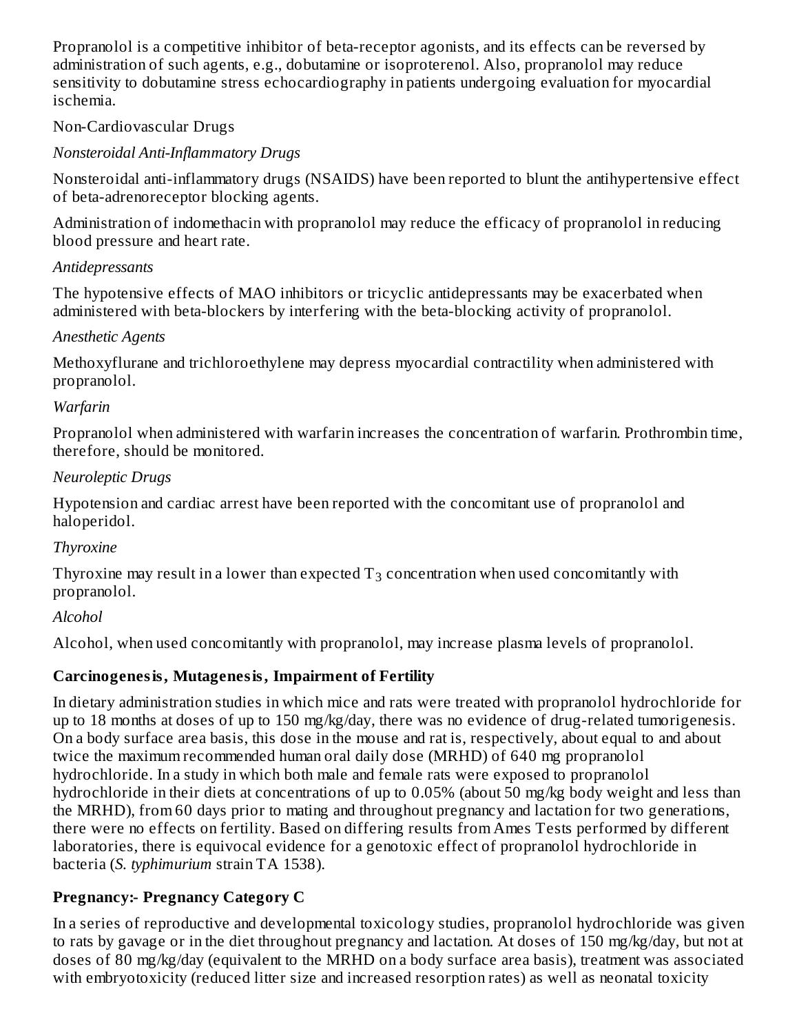Propranolol is a competitive inhibitor of beta-receptor agonists, and its effects can be reversed by administration of such agents, e.g., dobutamine or isoproterenol. Also, propranolol may reduce sensitivity to dobutamine stress echocardiography in patients undergoing evaluation for myocardial ischemia.

Non-Cardiovascular Drugs

*Nonsteroidal Anti-Inflammatory Drugs*

Nonsteroidal anti-inflammatory drugs (NSAIDS) have been reported to blunt the antihypertensive effect of beta-adrenoreceptor blocking agents.

Administration of indomethacin with propranolol may reduce the efficacy of propranolol in reducing blood pressure and heart rate.

*Antidepressants*

The hypotensive effects of MAO inhibitors or tricyclic antidepressants may be exacerbated when administered with beta-blockers by interfering with the beta-blocking activity of propranolol.

*Anesthetic Agents*

Methoxyflurane and trichloroethylene may depress myocardial contractility when administered with propranolol.

*Warfarin*

Propranolol when administered with warfarin increases the concentration of warfarin. Prothrombin time, therefore, should be monitored.

*Neuroleptic Drugs*

Hypotension and cardiac arrest have been reported with the concomitant use of propranolol and haloperidol.

*Thyroxine*

Thyroxine may result in a lower than expected $T_3$ concentration when used concomitantly with propranolol.

*Alcohol*

Alcohol, when used concomitantly with propranolol, may increase plasma levels of propranolol.

### Carcinogenesis, Mutagenesis, Impairment of Fertility

In dietary administration studies in which mice and rats were treated with propranolol hydrochloride for up to 18 months at doses of up to 150 mg/kg/day, there was no evidence of drug-related tumorigenesis. On a body surface area basis, this dose in the mouse and rat is, respectively, about equal to and about twice the maximum recommended human oral daily dose (MRHD) of 640 mg propranolol hydrochloride. In a study in which both male and female rats were exposed to propranolol hydrochloride in their diets at concentrations of up to 0.05% (about 50 mg/kg body weight and less than the MRHD), from 60 days prior to mating and throughout pregnancy and lactation for two generations, there were no effects on fertility. Based on differing results from Ames Tests performed by different laboratories, there is equivocal evidence for a genotoxic effect of propranolol hydrochloride in bacteria (*S. typhimurium* strain TA 1538).

### Pregnancy:- Pregnancy Category C

In a series of reproductive and developmental toxicology studies, propranolol hydrochloride was given to rats by gavage or in the diet throughout pregnancy and lactation. At doses of 150 mg/kg/day, but not at doses of 80 mg/kg/day (equivalent to the MRHD on a body surface area basis), treatment was associated with embryotoxicity (reduced litter size and increased resorption rates) as well as neonatal toxicity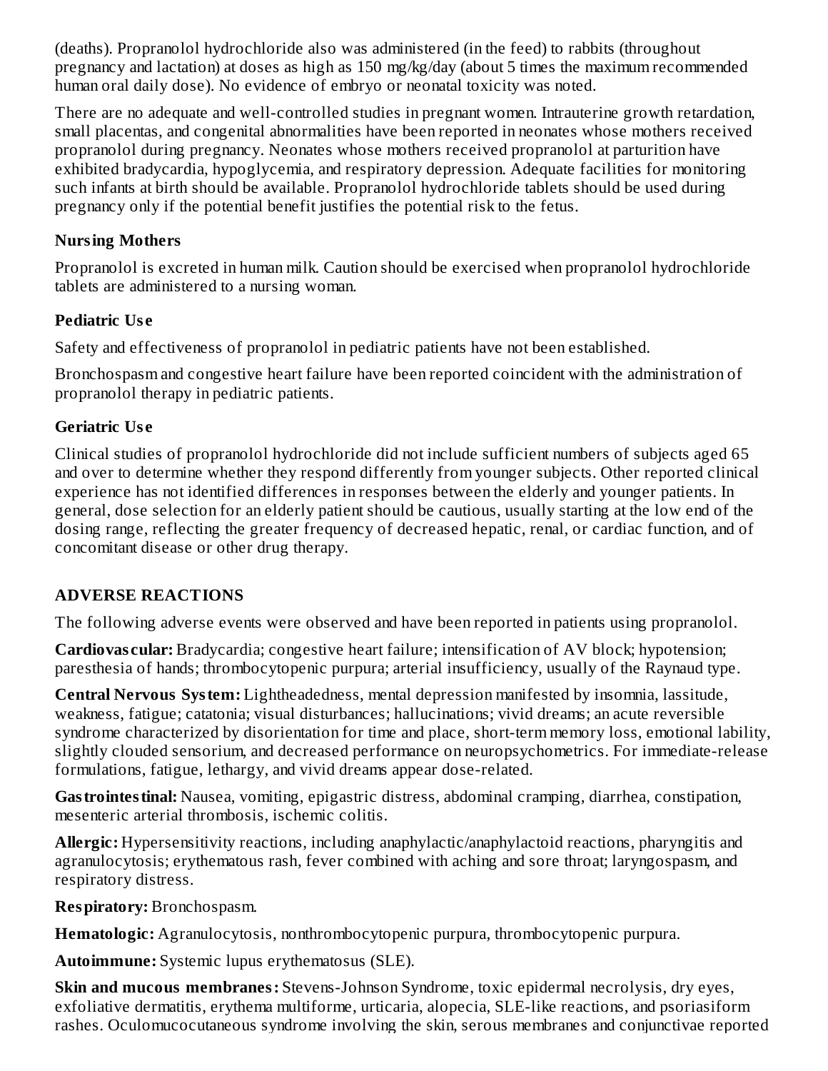(deaths). Propranolol hydrochloride also was administered (in the feed) to rabbits (throughout pregnancy and lactation) at doses as high as 150 mg/kg/day (about 5 times the maximum recommended human oral daily dose). No evidence of embryo or neonatal toxicity was noted.

There are no adequate and well-controlled studies in pregnant women. Intrauterine growth retardation, small placentas, and congenital abnormalities have been reported in neonates whose mothers received propranolol during pregnancy. Neonates whose mothers received propranolol at parturition have exhibited bradycardia, hypoglycemia, and respiratory depression. Adequate facilities for monitoring such infants at birth should be available. Propranolol hydrochloride tablets should be used during pregnancy only if the potential benefit justifies the potential risk to the fetus.

### Nursing Mothers

Propranolol is excreted in human milk. Caution should be exercised when propranolol hydrochloride tablets are administered to a nursing woman.

### Pediatric Use

Safety and effectiveness of propranolol in pediatric patients have not been established.

Bronchospasm and congestive heart failure have been reported coincident with the administration of propranolol therapy in pediatric patients.

### Geriatric Use

Clinical studies of propranolol hydrochloride did not include sufficient numbers of subjects aged 65 and over to determine whether they respond differently from younger subjects. Other reported clinical experience has not identified differences in responses between the elderly and younger patients. In general, dose selection for an elderly patient should be cautious, usually starting at the low end of the dosing range, reflecting the greater frequency of decreased hepatic, renal, or cardiac function, and of concomitant disease or other drug therapy.

## ADVERSE REACTIONS

The following adverse events were observed and have been reported in patients using propranolol.

**Cardiovascular:** Bradycardia; congestive heart failure; intensification of AV block; hypotension; paresthesia of hands; thrombocytopenic purpura; arterial insufficiency, usually of the Raynaud type.

**Central Nervous System:** Lightheadedness, mental depression manifested by insomnia, lassitude, weakness, fatigue; catatonia; visual disturbances; hallucinations; vivid dreams; an acute reversible syndrome characterized by disorientation for time and place, short-term memory loss, emotional lability, slightly clouded sensorium, and decreased performance on neuropsychometrics. For immediate-release formulations, fatigue, lethargy, and vivid dreams appear dose-related.

**Gastrointestinal:** Nausea, vomiting, epigastric distress, abdominal cramping, diarrhea, constipation, mesenteric arterial thrombosis, ischemic colitis.

**Allergic:** Hypersensitivity reactions, including anaphylactic/anaphylactoid reactions, pharyngitis and agranulocytosis; erythematous rash, fever combined with aching and sore throat; laryngospasm, and respiratory distress.

**Respiratory:** Bronchospasm.

**Hematologic:** Agranulocytosis, nonthrombocytopenic purpura, thrombocytopenic purpura.

**Autoimmune:** Systemic lupus erythematosus (SLE).

**Skin and mucous membranes:** Stevens-Johnson Syndrome, toxic epidermal necrolysis, dry eyes, exfoliative dermatitis, erythema multiforme, urticaria, alopecia, SLE-like reactions, and psoriasiform rashes. Oculomucocutaneous syndrome involving the skin, serous membranes and conjunctivae reported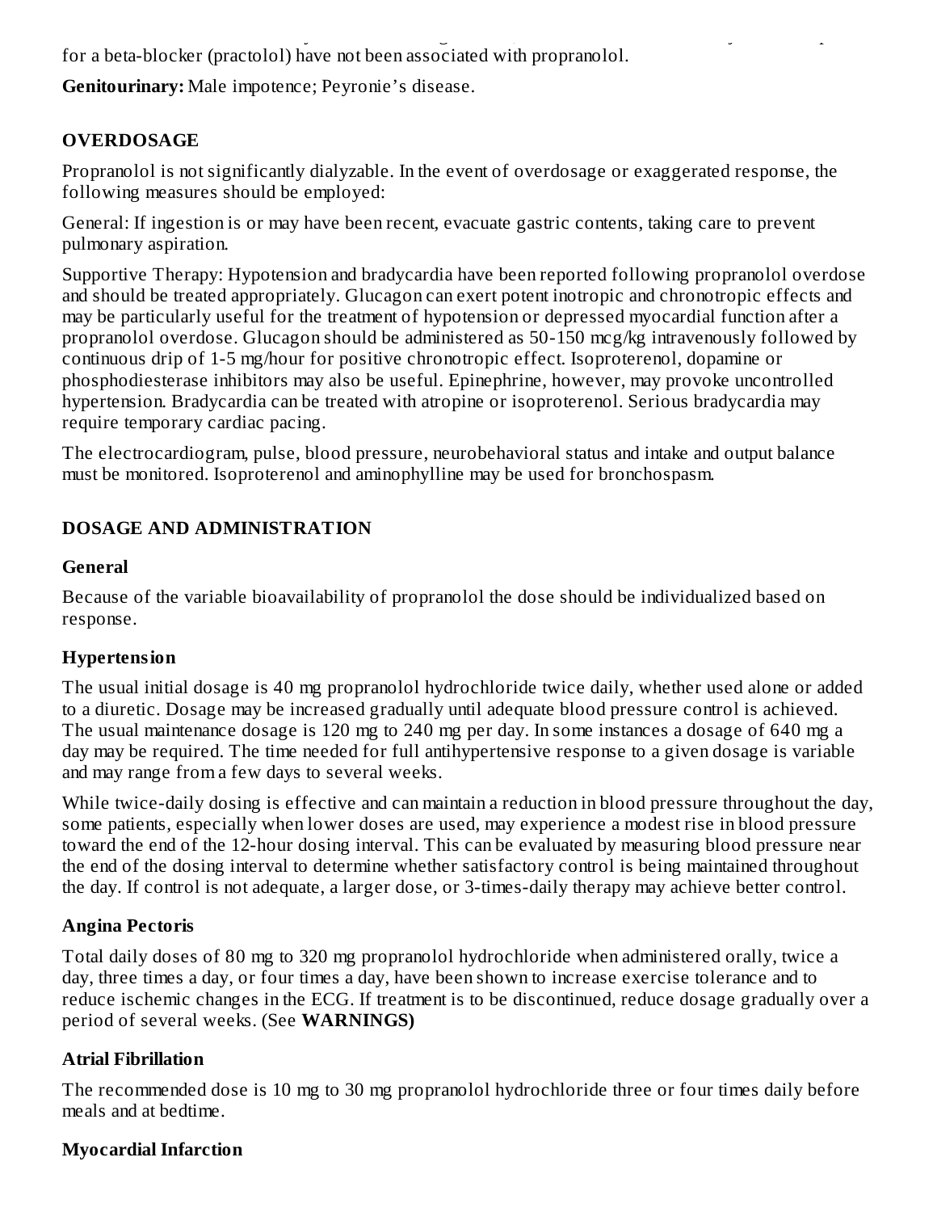for a beta-blocker (practolol) have not been associated with propranolol.

**Genitourinary:** Male impotence; Peyronie's disease.

## OVERDOSAGE

Propranolol is not significantly dialyzable. In the event of overdosage or exaggerated response, the following measures should be employed:

General: If ingestion is or may have been recent, evacuate gastric contents, taking care to prevent pulmonary aspiration.

Supportive Therapy: Hypotension and bradycardia have been reported following propranolol overdose and should be treated appropriately. Glucagon can exert potent inotropic and chronotropic effects and may be particularly useful for the treatment of hypotension or depressed myocardial function after a propranolol overdose. Glucagon should be administered as 50-150 mcg/kg intravenously followed by continuous drip of 1-5 mg/hour for positive chronotropic effect. Isoproterenol, dopamine or phosphodiesterase inhibitors may also be useful. Epinephrine, however, may provoke uncontrolled hypertension. Bradycardia can be treated with atropine or isoproterenol. Serious bradycardia may require temporary cardiac pacing.

The electrocardiogram, pulse, blood pressure, neurobehavioral status and intake and output balance must be monitored. Isoproterenol and aminophylline may be used for bronchospasm.

## DOSAGE AND ADMINISTRATION

### General

Because of the variable bioavailability of propranolol the dose should be individualized based on response.

### Hypertension

The usual initial dosage is 40 mg propranolol hydrochloride twice daily, whether used alone or added to a diuretic. Dosage may be increased gradually until adequate blood pressure control is achieved. The usual maintenance dosage is 120 mg to 240 mg per day. In some instances a dosage of 640 mg a day may be required. The time needed for full antihypertensive response to a given dosage is variable and may range from a few days to several weeks.

While twice-daily dosing is effective and can maintain a reduction in blood pressure throughout the day, some patients, especially when lower doses are used, may experience a modest rise in blood pressure toward the end of the 12-hour dosing interval. This can be evaluated by measuring blood pressure near the end of the dosing interval to determine whether satisfactory control is being maintained throughout the day. If control is not adequate, a larger dose, or 3-times-daily therapy may achieve better control.

### Angina Pectoris

Total daily doses of 80 mg to 320 mg propranolol hydrochloride when administered orally, twice a day, three times a day, or four times a day, have been shown to increase exercise tolerance and to reduce ischemic changes in the ECG. If treatment is to be discontinued, reduce dosage gradually over a period of several weeks. (See **WARNINGS)**

### Atrial Fibrillation

The recommended dose is 10 mg to 30 mg propranolol hydrochloride three or four times daily before meals and at bedtime.

### Myocardial Infarction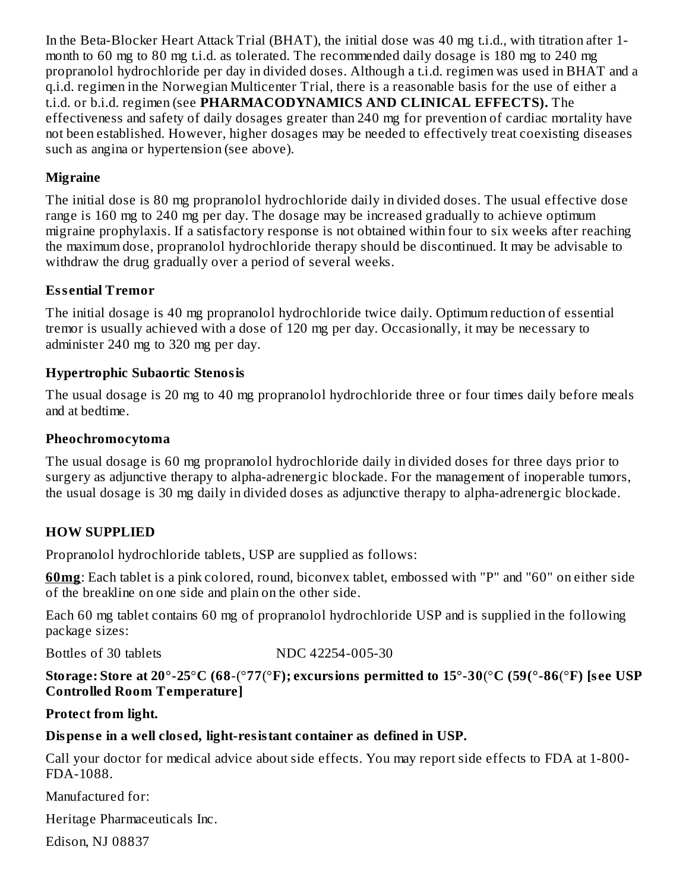In the Beta-Blocker Heart Attack Trial (BHAT), the initial dose was 40 mg t.i.d., with titration after 1-month to 60 mg to 80 mg t.i.d. as tolerated. The recommended daily dosage is 180 mg to 240 mg propranolol hydrochloride per day in divided doses. Although a t.i.d. regimen was used in BHAT and a q.i.d. regimen in the Norwegian Multicenter Trial, there is a reasonable basis for the use of either a t.i.d. or b.i.d. regimen (see **PHARMACODYNAMICS AND CLINICAL EFFECTS).** The effectiveness and safety of daily dosages greater than 240 mg for prevention of cardiac mortality have not been established. However, higher dosages may be needed to effectively treat coexisting diseases such as angina or hypertension (see above).

### Migraine

The initial dose is 80 mg propranolol hydrochloride daily in divided doses. The usual effective dose range is 160 mg to 240 mg per day. The dosage may be increased gradually to achieve optimum migraine prophylaxis. If a satisfactory response is not obtained within four to six weeks after reaching the maximum dose, propranolol hydrochloride therapy should be discontinued. It may be advisable to withdraw the drug gradually over a period of several weeks.

### Essential Tremor

The initial dosage is 40 mg propranolol hydrochloride twice daily. Optimum reduction of essential tremor is usually achieved with a dose of 120 mg per day. Occasionally, it may be necessary to administer 240 mg to 320 mg per day.

### Hypertrophic Subaortic Stenosis

The usual dosage is 20 mg to 40 mg propranolol hydrochloride three or four times daily before meals and at bedtime.

### Pheochromocytoma

The usual dosage is 60 mg propranolol hydrochloride daily in divided doses for three days prior to surgery as adjunctive therapy to alpha-adrenergic blockade. For the management of inoperable tumors, the usual dosage is 30 mg daily in divided doses as adjunctive therapy to alpha-adrenergic blockade.

## HOW SUPPLIED

Propranolol hydrochloride tablets, USP are supplied as follows:

**60mg**: Each tablet is a pink colored, round, biconvex tablet, embossed with "P" and "60" on either side of the breakline on one side and plain on the other side.

Each 60 mg tablet contains 60 mg of propranolol hydrochloride USP and is supplied in the following package sizes:

Bottles of 30 tablets NDC 42254-005-30

**Storage: Store at 20°-25°C (68-(°77(°F); excursions permitted to 15°-30(°C (59(°-86(°F) [see USP Controlled Room Temperature]**

**Protect from light.**

**Dispense in a well closed, light-resistant container as defined in USP.**

Call your doctor for medical advice about side effects. You may report side effects to FDA at 1-800-FDA-1088.

Manufactured for:

Heritage Pharmaceuticals Inc.

Edison, NJ 08837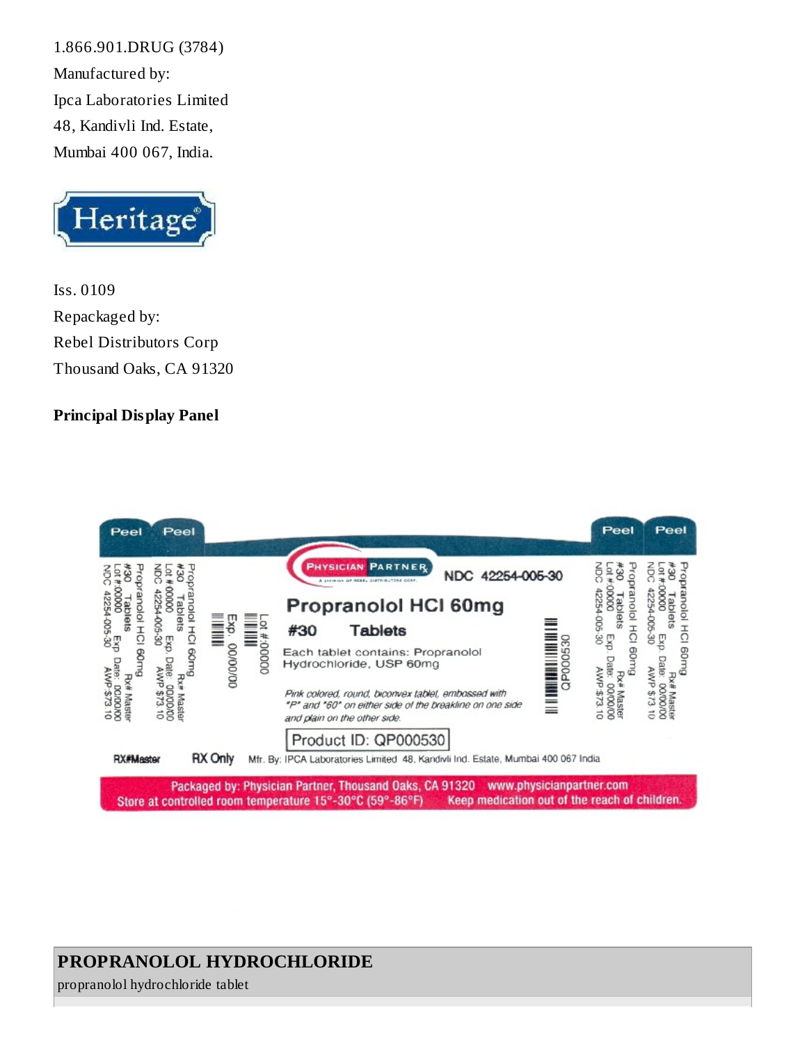1.866.901.DRUG (3784)

Manufactured by:

Ipca Laboratories Limited

48, Kandivli Ind. Estate,

Mumbai 400 067, India.

Heritage®

Iss. 0109

Repackaged by:

Rebel Distributors Corp

Thousand Oaks, CA 91320

**Principal Display Panel**

Peel Peel Peel Peel

Propranolol HCl 60mg
#30 Tablets Rx# Master
Lot #:00000 Exp. Date: 00/00/00
NDC 42254-005-30 AWP:$73.10

Lot #:00000
Exp. 00/00/00

PHYSICIAN PARTNER
A DIVISION OF REBEL DISTRIBUTORS CORP.

NDC 42254-005-30

Propranolol HCl 60mg

#30 Tablets

Each tablet contains: Propranolol Hydrochloride, USP 60mg

*Pink colored, round, biconvex tablet, embossed with "P" and "60" on either side of the breakline on one side and plain on the other side.*

QP000530

Product ID: QP000530

RX#Master RX Only Mfr. By: IPCA Laboratories Limited 48, Kandivli Ind. Estate, Mumbai 400 067 India

Packaged by: Physician Partner, Thousand Oaks, CA 91320 www.physicianpartner.com

Store at controlled room temperature 15°-30°C (59°-86°F) Keep medication out of the reach of children.

**PROPRANOLOL HYDROCHLORIDE**

propranolol hydrochloride tablet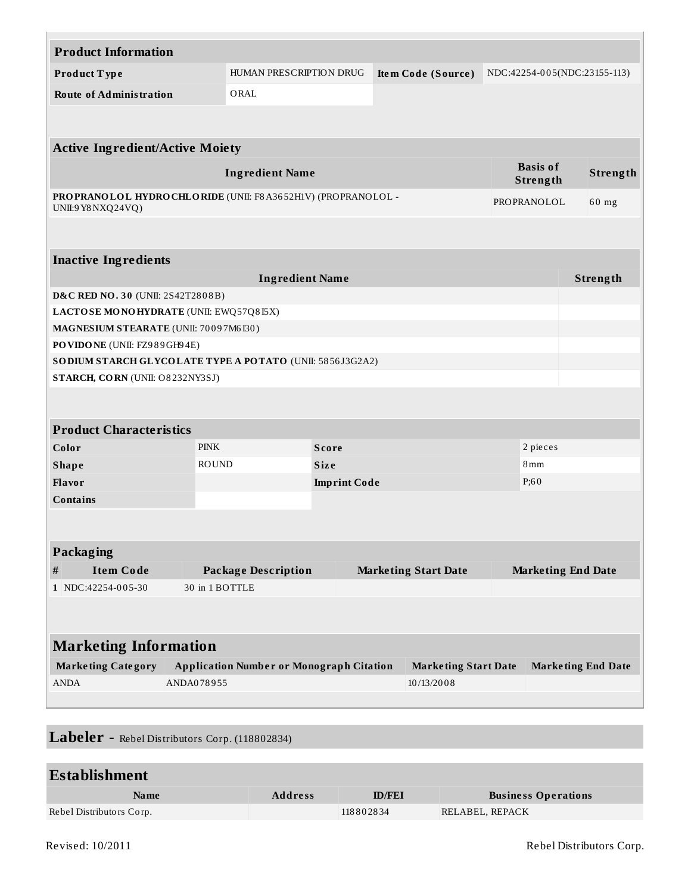| Product Information | | | |
|---|---|---|---|
| **Product Type** | HUMAN PRESCRIPTION DRUG | **Item Code (Source)** | NDC:42254-005(NDC:23155-113) |
| **Route of Administration** | ORAL | | |

| Active Ingredient/Active Moiety | | |
|---|---|---|
| **Ingredient Name** | **Basis of Strength** | **Strength** |
| **PROPRANOLOL HYDROCHLORIDE** (UNII: F8A3652H1V) (PROPRANOLOL - UNII:9Y8NXQ24VQ) | PROPRANOLOL | 60 mg |

| Inactive Ingredients | |
|---|---|
| **Ingredient Name** | **Strength** |
| **D&C RED NO. 30** (UNII: 2S42T2808B) | |
| **LACTOSE MONOHYDRATE** (UNII: EWQ57Q8I5X) | |
| **MAGNESIUM STEARATE** (UNII: 70097M6I30) | |
| **POVIDONE** (UNII: FZ989GH94E) | |
| **SODIUM STARCH GLYCOLATE TYPE A POTATO** (UNII: 5856J3G2A2) | |
| **STARCH, CORN** (UNII: O8232NY3SJ) | |

| Product Characteristics | | | |
|---|---|---|---|
| **Color** | PINK | **Score** | 2 pieces |
| **Shape** | ROUND | **Size** | 8mm |
| **Flavor** | | **Imprint Code** | P;60 |
| **Contains** | | | |

| Packaging | | | | |
|---|---|---|---|---|
| **#** | **Item Code** | **Package Description** | **Marketing Start Date** | **Marketing End Date** |
| **1** | NDC:42254-005-30 | 30 in 1 BOTTLE | | |

| Marketing Information | | | |
|---|---|---|---|
| **Marketing Category** | **Application Number or Monograph Citation** | **Marketing Start Date** | **Marketing End Date** |
| ANDA | ANDA078955 | 10/13/2008 | |

## Labeler - Rebel Distributors Corp. (118802834)

| Establishment | | | |
|---|---|---|---|
| **Name** | **Address** | **ID/FEI** | **Business Operations** |
| Rebel Distributors Corp. | | 118802834 | RELABEL, REPACK |

Revised: 10/2011

Rebel Distributors Corp.